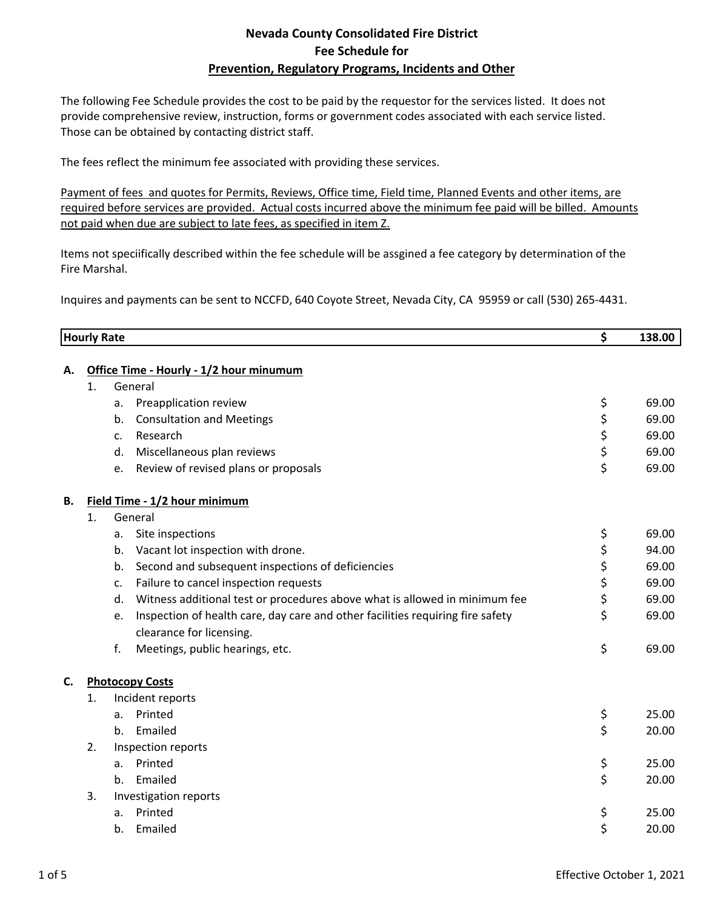**Nevada County Consolidated Fire District**
**Fee Schedule for**
**<u>Prevention, Regulatory Programs, Incidents and Other</u>**

The following Fee Schedule provides the cost to be paid by the requestor for the services listed. It does not provide comprehensive review, instruction, forms or government codes associated with each service listed. Those can be obtained by contacting district staff.

The fees reflect the minimum fee associated with providing these services.

<u>Payment of fees and quotes for Permits, Reviews, Office time, Field time, Planned Events and other items, are required before services are provided. Actual costs incurred above the minimum fee paid will be billed. Amounts not paid when due are subject to late fees, as specified in item Z.</u>

Items not speciifically described within the fee schedule will be assgined a fee category by determination of the Fire Marshal.

Inquires and payments can be sent to NCCFD, 640 Coyote Street, Nevada City, CA 95959 or call (530) 265-4431.

| | | | | | |
|---|---|---|---|---|---|
| **Hourly Rate** | | | | **$** | **138.00** |
| **A.** | **<u>Office Time - Hourly - 1/2 hour minumum</u>** | | | | |
| | 1. | General | | | |
| | | a. | Preapplication review | $ | 69.00 |
| | | b. | Consultation and Meetings | $ | 69.00 |
| | | c. | Research | $ | 69.00 |
| | | d. | Miscellaneous plan reviews | $ | 69.00 |
| | | e. | Review of revised plans or proposals | $ | 69.00 |
| **B.** | **<u>Field Time - 1/2 hour minimum</u>** | | | | |
| | 1. | General | | | |
| | | a. | Site inspections | $ | 69.00 |
| | | b. | Vacant lot inspection with drone. | $ | 94.00 |
| | | b. | Second and subsequent inspections of deficiencies | $ | 69.00 |
| | | c. | Failure to cancel inspection requests | $ | 69.00 |
| | | d. | Witness additional test or procedures above what is allowed in minimum fee | $ | 69.00 |
| | | e. | Inspection of health care, day care and other facilities requiring fire safety clearance for licensing. | $ | 69.00 |
| | | f. | Meetings, public hearings, etc. | $ | 69.00 |
| **C.** | **<u>Photocopy Costs</u>** | | | | |
| | 1. | Incident reports | | | |
| | | a. | Printed | $ | 25.00 |
| | | b. | Emailed | $ | 20.00 |
| | 2. | Inspection reports | | | |
| | | a. | Printed | $ | 25.00 |
| | | b. | Emailed | $ | 20.00 |
| | 3. | Investigation reports | | | |
| | | a. | Printed | $ | 25.00 |
| | | b. | Emailed | $ | 20.00 |

Effective October 1, 2021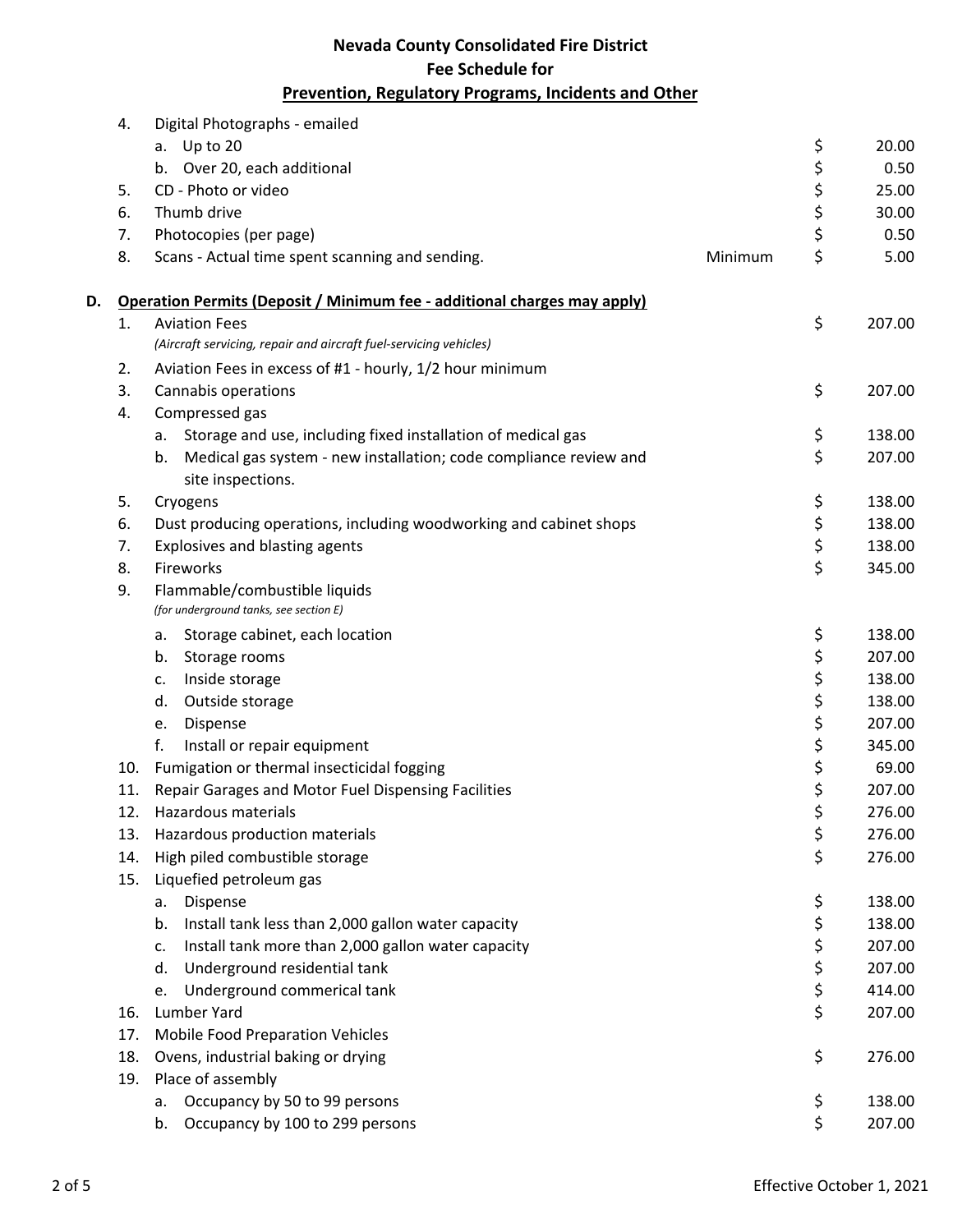# Nevada County Consolidated Fire District
## Fee Schedule for
## Prevention, Regulatory Programs, Incidents and Other

| | | | | |
|---|---|---|---|---|
| 4. | Digital Photographs - emailed | | | |
| | a. Up to 20 | | $ | 20.00 |
| | b. Over 20, each additional | | $ | 0.50 |
| 5. | CD - Photo or video | | $ | 25.00 |
| 6. | Thumb drive | | $ | 30.00 |
| 7. | Photocopies (per page) | | $ | 0.50 |
| 8. | Scans - Actual time spent scanning and sending. | Minimum | $ | 5.00 |

**D. Operation Permits (Deposit / Minimum fee - additional charges may apply)**

| | | | |
|---|---|---|---|
| 1. | Aviation Fees<br>*(Aircraft servicing, repair and aircraft fuel-servicing vehicles)* | $ | 207.00 |
| 2. | Aviation Fees in excess of #1 - hourly, 1/2 hour minimum | | |
| 3. | Cannabis operations | $ | 207.00 |
| 4. | Compressed gas | | |
| | a. Storage and use, including fixed installation of medical gas | $ | 138.00 |
| | b. Medical gas system - new installation; code compliance review and site inspections. | $ | 207.00 |
| 5. | Cryogens | $ | 138.00 |
| 6. | Dust producing operations, including woodworking and cabinet shops | $ | 138.00 |
| 7. | Explosives and blasting agents | $ | 138.00 |
| 8. | Fireworks | $ | 345.00 |
| 9. | Flammable/combustible liquids<br>*(for underground tanks, see section E)* | | |
| | a. Storage cabinet, each location | $ | 138.00 |
| | b. Storage rooms | $ | 207.00 |
| | c. Inside storage | $ | 138.00 |
| | d. Outside storage | $ | 138.00 |
| | e. Dispense | $ | 207.00 |
| | f. Install or repair equipment | $ | 345.00 |
| 10. | Fumigation or thermal insecticidal fogging | $ | 69.00 |
| 11. | Repair Garages and Motor Fuel Dispensing Facilities | $ | 207.00 |
| 12. | Hazardous materials | $ | 276.00 |
| 13. | Hazardous production materials | $ | 276.00 |
| 14. | High piled combustible storage | $ | 276.00 |
| 15. | Liquefied petroleum gas | | |
| | a. Dispense | $ | 138.00 |
| | b. Install tank less than 2,000 gallon water capacity | $ | 138.00 |
| | c. Install tank more than 2,000 gallon water capacity | $ | 207.00 |
| | d. Underground residential tank | $ | 207.00 |
| | e. Underground commerical tank | $ | 414.00 |
| 16. | Lumber Yard | $ | 207.00 |
| 17. | Mobile Food Preparation Vehicles | | |
| 18. | Ovens, industrial baking or drying | $ | 276.00 |
| 19. | Place of assembly | | |
| | a. Occupancy by 50 to 99 persons | $ | 138.00 |
| | b. Occupancy by 100 to 299 persons | $ | 207.00 |

Effective October 1, 2021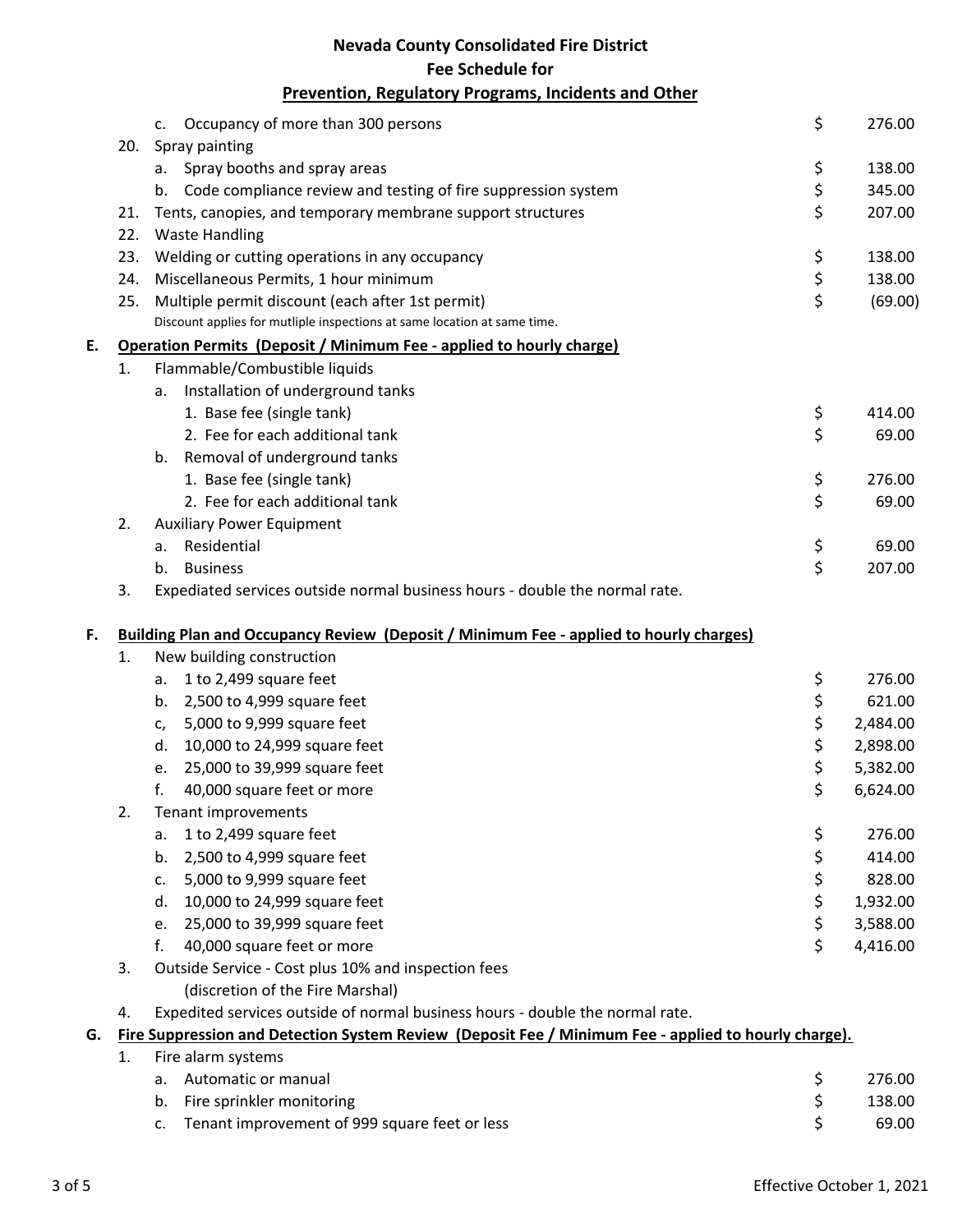# Nevada County Consolidated Fire District
## Fee Schedule for
## Prevention, Regulatory Programs, Incidents and Other

| | | | |
|---|---|---|---|
| | | c. Occupancy of more than 300 persons | $ 276.00 |
| | 20. | Spray painting | |
| | | a. Spray booths and spray areas | $ 138.00 |
| | | b. Code compliance review and testing of fire suppression system | $ 345.00 |
| | 21. | Tents, canopies, and temporary membrane support structures | $ 207.00 |
| | 22. | Waste Handling | |
| | 23. | Welding or cutting operations in any occupancy | $ 138.00 |
| | 24. | Miscellaneous Permits, 1 hour minimum | $ 138.00 |
| | 25. | Multiple permit discount (each after 1st permit) | $ (69.00) |
| | | Discount applies for mutliple inspections at same location at same time. | |
| **E.** | | **Operation Permits (Deposit / Minimum Fee - applied to hourly charge)** | |
| | 1. | Flammable/Combustible liquids | |
| | | a. Installation of underground tanks | |
| | | 1. Base fee (single tank) | $ 414.00 |
| | | 2. Fee for each additional tank | $ 69.00 |
| | | b. Removal of underground tanks | |
| | | 1. Base fee (single tank) | $ 276.00 |
| | | 2. Fee for each additional tank | $ 69.00 |
| | 2. | Auxiliary Power Equipment | |
| | | a. Residential | $ 69.00 |
| | | b. Business | $ 207.00 |
| | 3. | Expediated services outside normal business hours - double the normal rate. | |
| **F.** | | **Building Plan and Occupancy Review (Deposit / Minimum Fee - applied to hourly charges)** | |
| | 1. | New building construction | |
| | | a. 1 to 2,499 square feet | $ 276.00 |
| | | b. 2,500 to 4,999 square feet | $ 621.00 |
| | | c, 5,000 to 9,999 square feet | $ 2,484.00 |
| | | d. 10,000 to 24,999 square feet | $ 2,898.00 |
| | | e. 25,000 to 39,999 square feet | $ 5,382.00 |
| | | f. 40,000 square feet or more | $ 6,624.00 |
| | 2. | Tenant improvements | |
| | | a. 1 to 2,499 square feet | $ 276.00 |
| | | b. 2,500 to 4,999 square feet | $ 414.00 |
| | | c. 5,000 to 9,999 square feet | $ 828.00 |
| | | d. 10,000 to 24,999 square feet | $ 1,932.00 |
| | | e. 25,000 to 39,999 square feet | $ 3,588.00 |
| | | f. 40,000 square feet or more | $ 4,416.00 |
| | 3. | Outside Service - Cost plus 10% and inspection fees (discretion of the Fire Marshal) | |
| | 4. | Expedited services outside of normal business hours - double the normal rate. | |
| **G.** | | **Fire Suppression and Detection System Review (Deposit Fee / Minimum Fee - applied to hourly charge).** | |
| | 1. | Fire alarm systems | |
| | | a. Automatic or manual | $ 276.00 |
| | | b. Fire sprinkler monitoring | $ 138.00 |
| | | c. Tenant improvement of 999 square feet or less | $ 69.00 |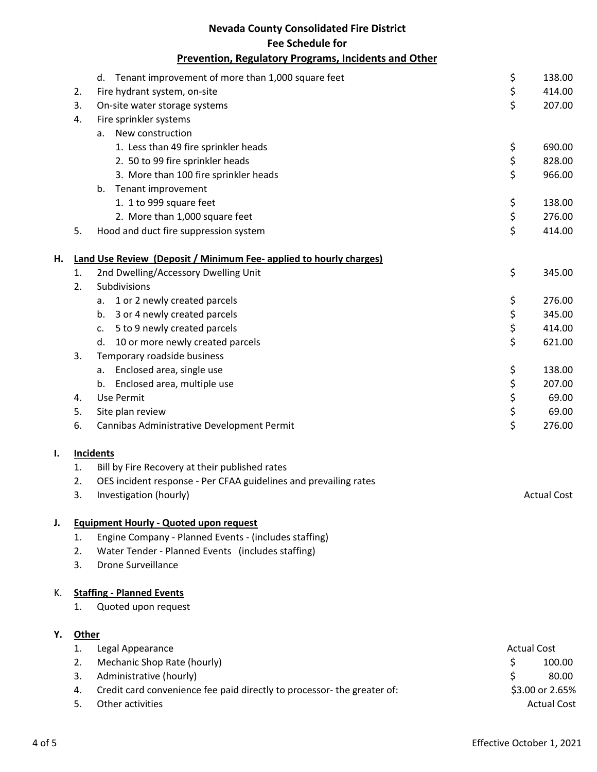**Nevada County Consolidated Fire District**
**Fee Schedule for**
**Prevention, Regulatory Programs, Incidents and Other**

| | | | |
|---|---|---|---|
| | | d. Tenant improvement of more than 1,000 square feet | $ 138.00 |
| | 2. | Fire hydrant system, on-site | $ 414.00 |
| | 3. | On-site water storage systems | $ 207.00 |
| | 4. | Fire sprinkler systems | |
| | | a. New construction | |
| | | 1. Less than 49 fire sprinkler heads | $ 690.00 |
| | | 2. 50 to 99 fire sprinkler heads | $ 828.00 |
| | | 3. More than 100 fire sprinkler heads | $ 966.00 |
| | | b. Tenant improvement | |
| | | 1. 1 to 999 square feet | $ 138.00 |
| | | 2. More than 1,000 square feet | $ 276.00 |
| | 5. | Hood and duct fire suppression system | $ 414.00 |
| **H.** | | **Land Use Review (Deposit / Minimum Fee- applied to hourly charges)** | |
| | 1. | 2nd Dwelling/Accessory Dwelling Unit | $ 345.00 |
| | 2. | Subdivisions | |
| | | a. 1 or 2 newly created parcels | $ 276.00 |
| | | b. 3 or 4 newly created parcels | $ 345.00 |
| | | c. 5 to 9 newly created parcels | $ 414.00 |
| | | d. 10 or more newly created parcels | $ 621.00 |
| | 3. | Temporary roadside business | |
| | | a. Enclosed area, single use | $ 138.00 |
| | | b. Enclosed area, multiple use | $ 207.00 |
| | 4. | Use Permit | $ 69.00 |
| | 5. | Site plan review | $ 69.00 |
| | 6. | Cannibas Administrative Development Permit | $ 276.00 |
| **I.** | | **Incidents** | |
| | 1. | Bill by Fire Recovery at their published rates | |
| | 2. | OES incident response - Per CFAA guidelines and prevailing rates | |
| | 3. | Investigation (hourly) | Actual Cost |
| **J.** | | **Equipment Hourly - Quoted upon request** | |
| | 1. | Engine Company - Planned Events - (includes staffing) | |
| | 2. | Water Tender - Planned Events (includes staffing) | |
| | 3. | Drone Surveillance | |
| K. | | **Staffing - Planned Events** | |
| | 1. | Quoted upon request | |
| **Y.** | | **Other** | |
| | 1. | Legal Appearance | Actual Cost |
| | 2. | Mechanic Shop Rate (hourly) | $ 100.00 |
| | 3. | Administrative (hourly) | $ 80.00 |
| | 4. | Credit card convenience fee paid directly to processor- the greater of: | $3.00 or 2.65% |
| | 5. | Other activities | Actual Cost |

Effective October 1, 2021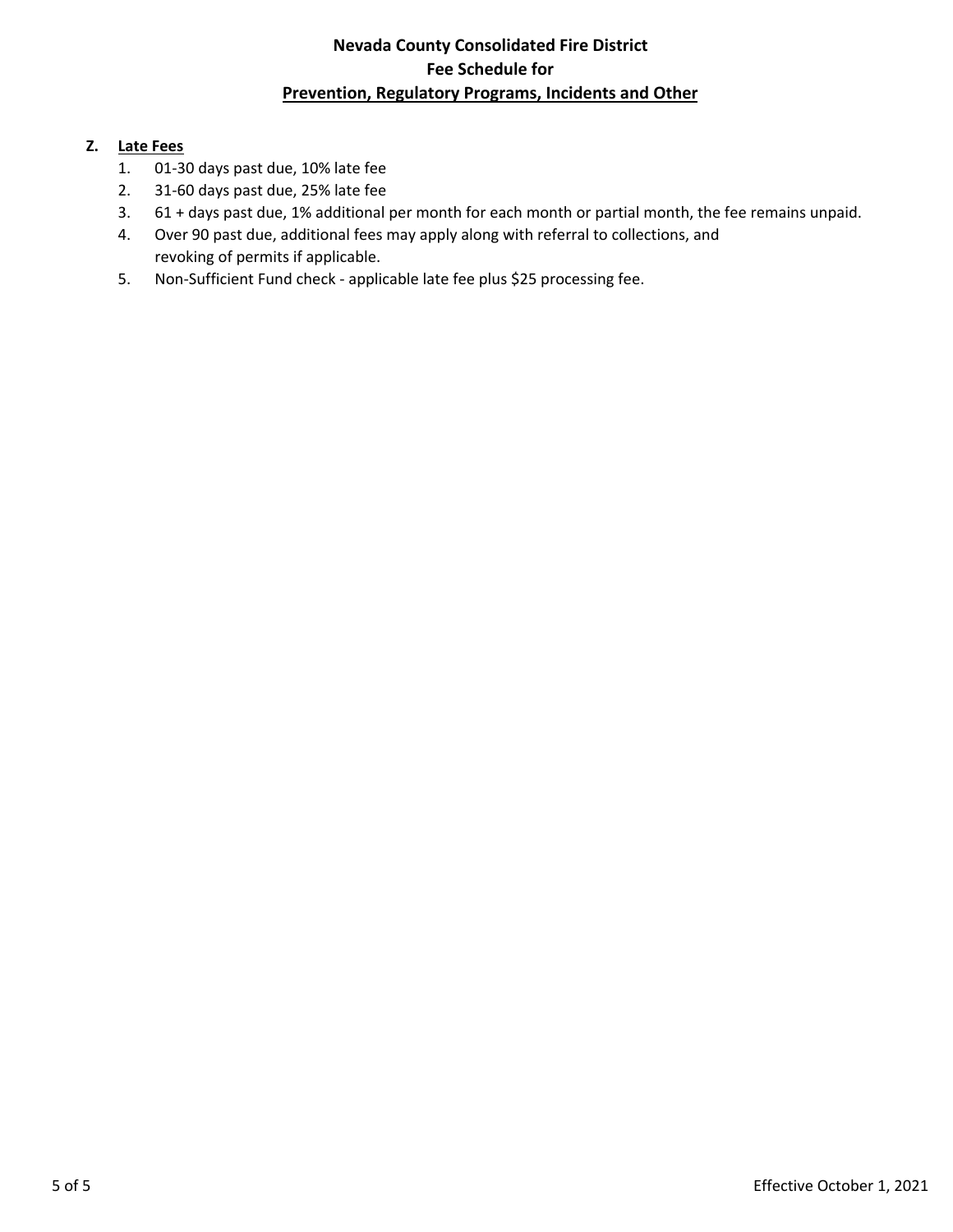# Nevada County Consolidated Fire District
## Fee Schedule for
## Prevention, Regulatory Programs, Incidents and Other

**Z. Late Fees**

1. 01-30 days past due, 10% late fee
2. 31-60 days past due, 25% late fee
3. 61 + days past due, 1% additional per month for each month or partial month, the fee remains unpaid.
4. Over 90 past due, additional fees may apply along with referral to collections, and revoking of permits if applicable.
5. Non-Sufficient Fund check - applicable late fee plus $25 processing fee.

Effective October 1, 2021